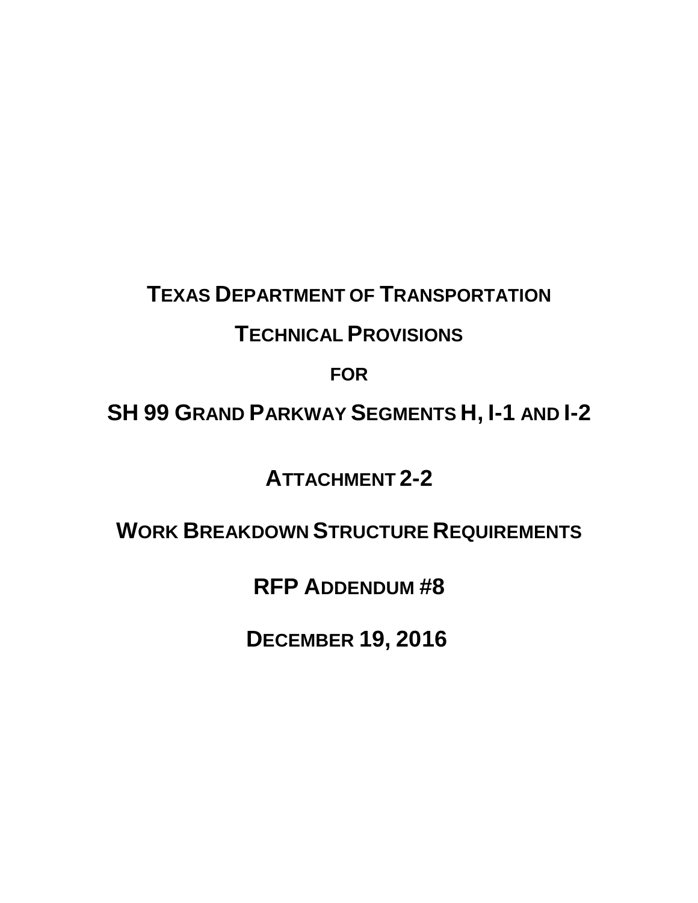# TEXAS DEPARTMENT OF TRANSPORTATION

# TECHNICAL PROVISIONS

**FOR**

# SH 99 GRAND PARKWAY SEGMENTS H, I-1 AND I-2

## ATTACHMENT 2-2

## WORK BREAKDOWN STRUCTURE REQUIREMENTS

## RFP ADDENDUM #8

## DECEMBER 19, 2016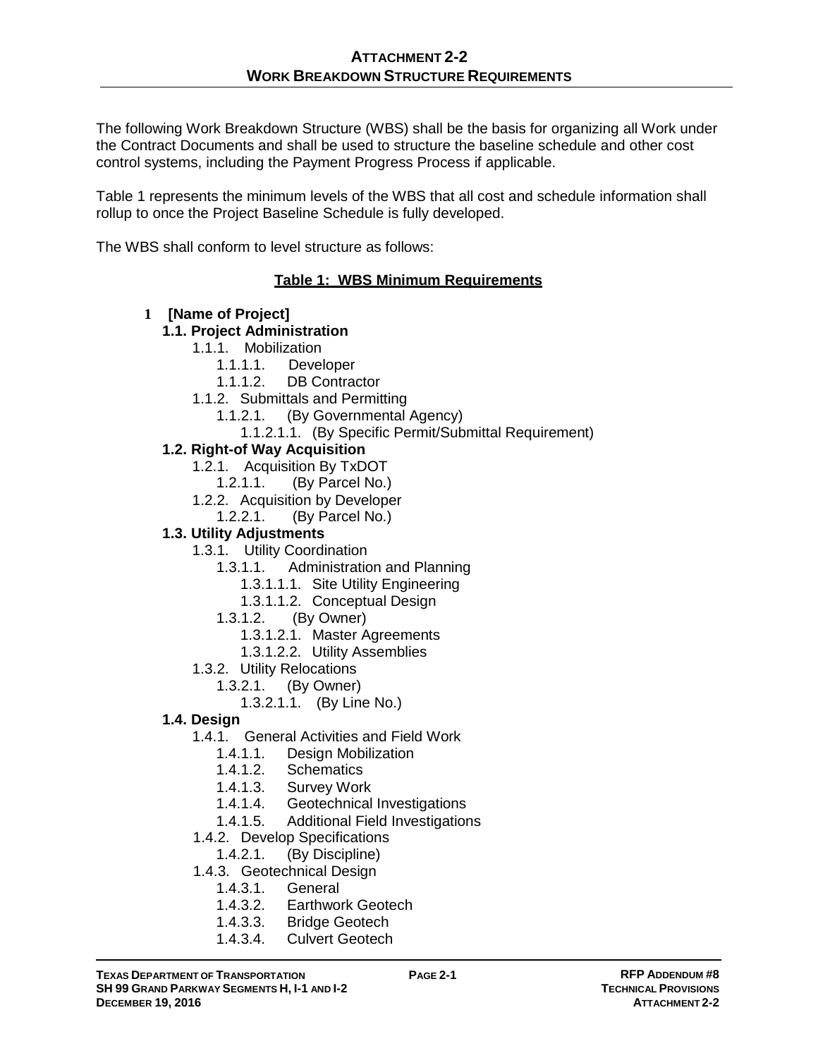## ATTACHMENT 2-2
## WORK BREAKDOWN STRUCTURE REQUIREMENTS

The following Work Breakdown Structure (WBS) shall be the basis for organizing all Work under the Contract Documents and shall be used to structure the baseline schedule and other cost control systems, including the Payment Progress Process if applicable.

Table 1 represents the minimum levels of the WBS that all cost and schedule information shall rollup to once the Project Baseline Schedule is fully developed.

The WBS shall conform to level structure as follows:

**Table 1: WBS Minimum Requirements**

- **1 [Name of Project]**
  - **1.1. Project Administration**
    - 1.1.1. Mobilization
      - 1.1.1.1. Developer
      - 1.1.1.2. DB Contractor
    - 1.1.2. Submittals and Permitting
      - 1.1.2.1. (By Governmental Agency)
        - 1.1.2.1.1. (By Specific Permit/Submittal Requirement)
  - **1.2. Right-of Way Acquisition**
    - 1.2.1. Acquisition By TxDOT
      - 1.2.1.1. (By Parcel No.)
    - 1.2.2. Acquisition by Developer
      - 1.2.2.1. (By Parcel No.)
  - **1.3. Utility Adjustments**
    - 1.3.1. Utility Coordination
      - 1.3.1.1. Administration and Planning
        - 1.3.1.1.1. Site Utility Engineering
        - 1.3.1.1.2. Conceptual Design
      - 1.3.1.2. (By Owner)
        - 1.3.1.2.1. Master Agreements
        - 1.3.1.2.2. Utility Assemblies
    - 1.3.2. Utility Relocations
      - 1.3.2.1. (By Owner)
        - 1.3.2.1.1. (By Line No.)
  - **1.4. Design**
    - 1.4.1. General Activities and Field Work
      - 1.4.1.1. Design Mobilization
      - 1.4.1.2. Schematics
      - 1.4.1.3. Survey Work
      - 1.4.1.4. Geotechnical Investigations
      - 1.4.1.5. Additional Field Investigations
    - 1.4.2. Develop Specifications
      - 1.4.2.1. (By Discipline)
    - 1.4.3. Geotechnical Design
      - 1.4.3.1. General
      - 1.4.3.2. Earthwork Geotech
      - 1.4.3.3. Bridge Geotech
      - 1.4.3.4. Culvert Geotech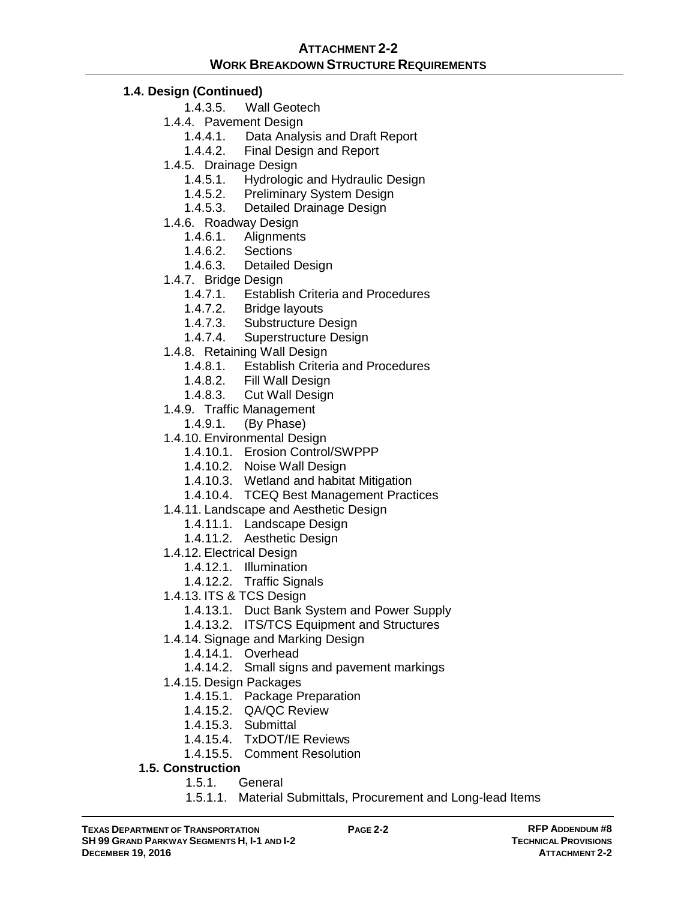**1.4. Design (Continued)**

- 1.4.3.5. Wall Geotech
- 1.4.4. Pavement Design
  - 1.4.4.1. Data Analysis and Draft Report
  - 1.4.4.2. Final Design and Report
- 1.4.5. Drainage Design
  - 1.4.5.1. Hydrologic and Hydraulic Design
  - 1.4.5.2. Preliminary System Design
  - 1.4.5.3. Detailed Drainage Design
- 1.4.6. Roadway Design
  - 1.4.6.1. Alignments
  - 1.4.6.2. Sections
  - 1.4.6.3. Detailed Design
- 1.4.7. Bridge Design
  - 1.4.7.1. Establish Criteria and Procedures
  - 1.4.7.2. Bridge layouts
  - 1.4.7.3. Substructure Design
  - 1.4.7.4. Superstructure Design
- 1.4.8. Retaining Wall Design
  - 1.4.8.1. Establish Criteria and Procedures
  - 1.4.8.2. Fill Wall Design
  - 1.4.8.3. Cut Wall Design
- 1.4.9. Traffic Management
  - 1.4.9.1. (By Phase)
- 1.4.10. Environmental Design
  - 1.4.10.1. Erosion Control/SWPPP
  - 1.4.10.2. Noise Wall Design
  - 1.4.10.3. Wetland and habitat Mitigation
  - 1.4.10.4. TCEQ Best Management Practices
- 1.4.11. Landscape and Aesthetic Design
  - 1.4.11.1. Landscape Design
  - 1.4.11.2. Aesthetic Design
- 1.4.12. Electrical Design
  - 1.4.12.1. Illumination
  - 1.4.12.2. Traffic Signals
- 1.4.13. ITS & TCS Design
  - 1.4.13.1. Duct Bank System and Power Supply
  - 1.4.13.2. ITS/TCS Equipment and Structures
- 1.4.14. Signage and Marking Design
  - 1.4.14.1. Overhead
  - 1.4.14.2. Small signs and pavement markings
- 1.4.15. Design Packages
  - 1.4.15.1. Package Preparation
  - 1.4.15.2. QA/QC Review
  - 1.4.15.3. Submittal
  - 1.4.15.4. TxDOT/IE Reviews
  - 1.4.15.5. Comment Resolution

**1.5. Construction**

- 1.5.1. General
- 1.5.1.1. Material Submittals, Procurement and Long-lead Items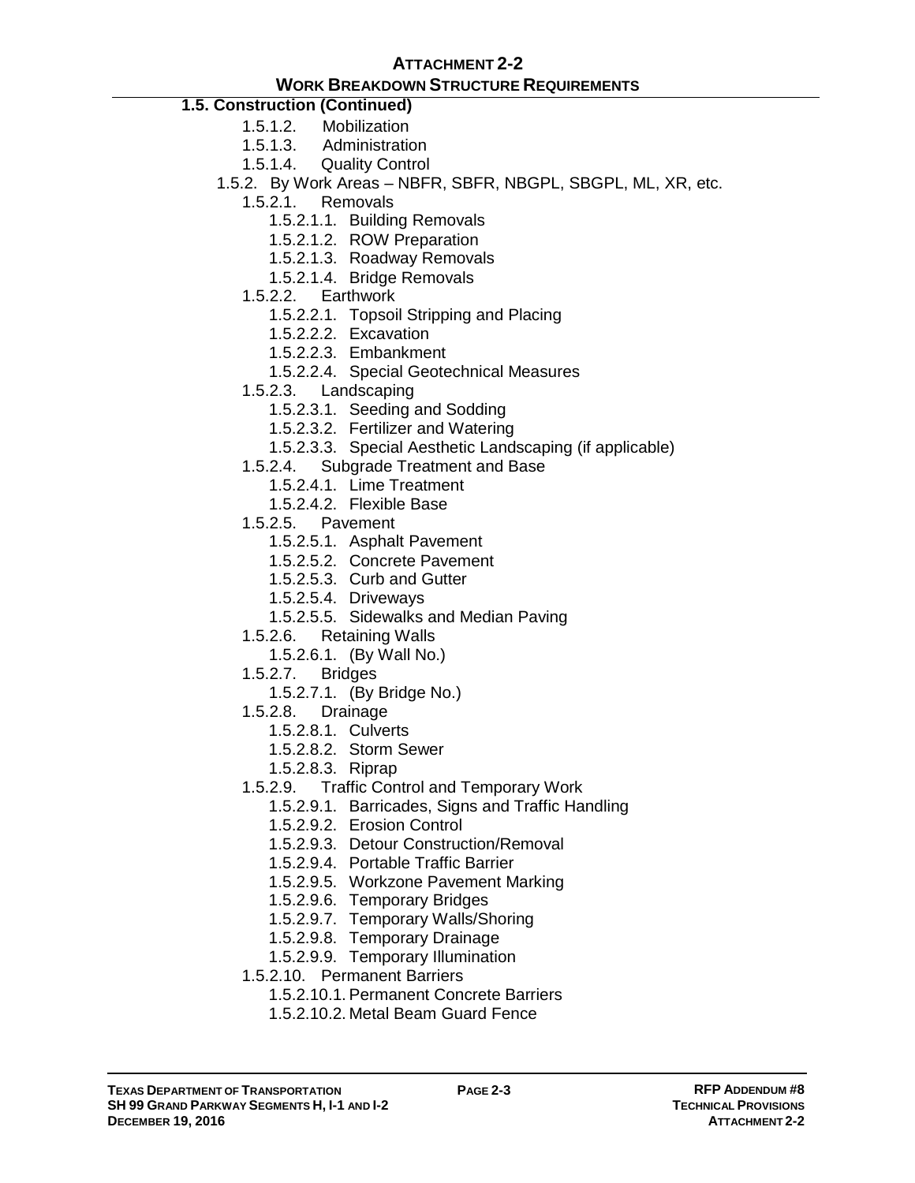**1.5. Construction (Continued)**

- 1.5.1.2. Mobilization
- 1.5.1.3. Administration
- 1.5.1.4. Quality Control

1.5.2. By Work Areas – NBFR, SBFR, NBGPL, SBGPL, ML, XR, etc.

- 1.5.2.1. Removals
  - 1.5.2.1.1. Building Removals
  - 1.5.2.1.2. ROW Preparation
  - 1.5.2.1.3. Roadway Removals
  - 1.5.2.1.4. Bridge Removals
- 1.5.2.2. Earthwork
  - 1.5.2.2.1. Topsoil Stripping and Placing
  - 1.5.2.2.2. Excavation
  - 1.5.2.2.3. Embankment
  - 1.5.2.2.4. Special Geotechnical Measures
- 1.5.2.3. Landscaping
  - 1.5.2.3.1. Seeding and Sodding
  - 1.5.2.3.2. Fertilizer and Watering
  - 1.5.2.3.3. Special Aesthetic Landscaping (if applicable)
- 1.5.2.4. Subgrade Treatment and Base
  - 1.5.2.4.1. Lime Treatment
  - 1.5.2.4.2. Flexible Base
- 1.5.2.5. Pavement
  - 1.5.2.5.1. Asphalt Pavement
  - 1.5.2.5.2. Concrete Pavement
  - 1.5.2.5.3. Curb and Gutter
  - 1.5.2.5.4. Driveways
  - 1.5.2.5.5. Sidewalks and Median Paving
- 1.5.2.6. Retaining Walls
  - 1.5.2.6.1. (By Wall No.)
- 1.5.2.7. Bridges
  - 1.5.2.7.1. (By Bridge No.)
- 1.5.2.8. Drainage
  - 1.5.2.8.1. Culverts
  - 1.5.2.8.2. Storm Sewer
  - 1.5.2.8.3. Riprap
- 1.5.2.9. Traffic Control and Temporary Work
  - 1.5.2.9.1. Barricades, Signs and Traffic Handling
  - 1.5.2.9.2. Erosion Control
  - 1.5.2.9.3. Detour Construction/Removal
  - 1.5.2.9.4. Portable Traffic Barrier
  - 1.5.2.9.5. Workzone Pavement Marking
  - 1.5.2.9.6. Temporary Bridges
  - 1.5.2.9.7. Temporary Walls/Shoring
  - 1.5.2.9.8. Temporary Drainage
  - 1.5.2.9.9. Temporary Illumination
- 1.5.2.10. Permanent Barriers
  - 1.5.2.10.1. Permanent Concrete Barriers
  - 1.5.2.10.2. Metal Beam Guard Fence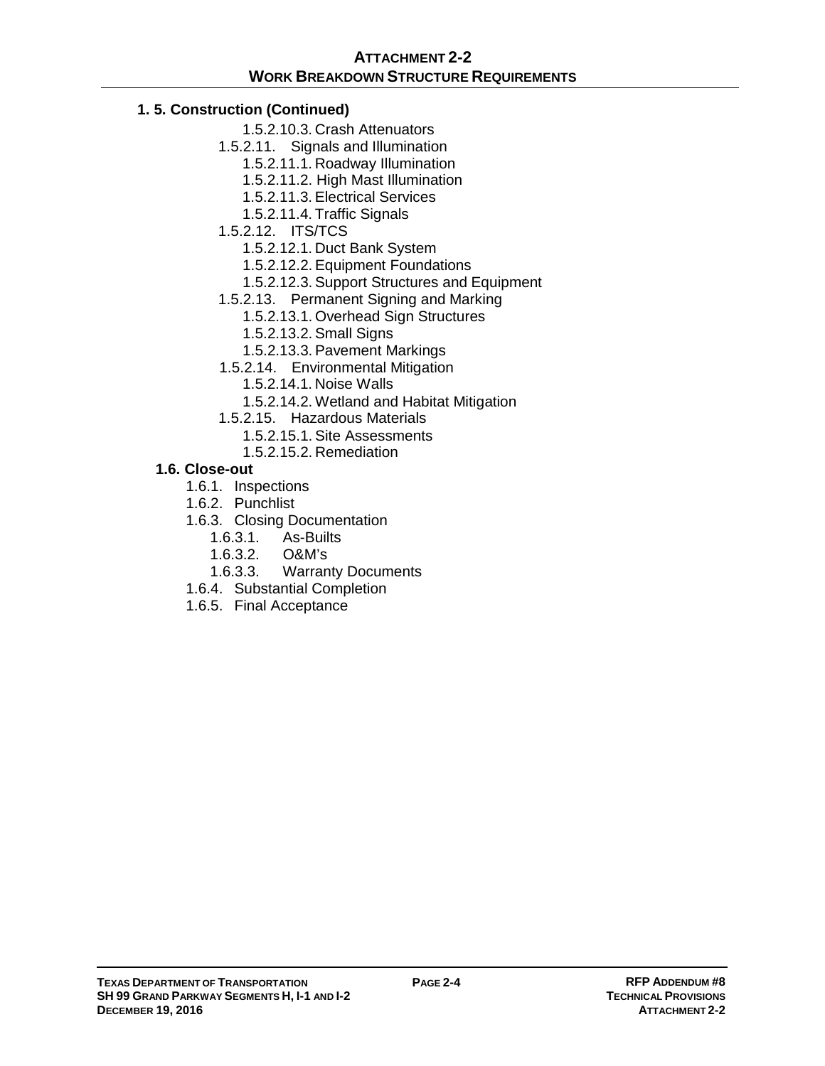**1. 5. Construction (Continued)**

- 1.5.2.10.3. Crash Attenuators
- 1.5.2.11. Signals and Illumination
  - 1.5.2.11.1. Roadway Illumination
  - 1.5.2.11.2. High Mast Illumination
  - 1.5.2.11.3. Electrical Services
  - 1.5.2.11.4. Traffic Signals
- 1.5.2.12. ITS/TCS
  - 1.5.2.12.1. Duct Bank System
  - 1.5.2.12.2. Equipment Foundations
  - 1.5.2.12.3. Support Structures and Equipment
- 1.5.2.13. Permanent Signing and Marking
  - 1.5.2.13.1. Overhead Sign Structures
  - 1.5.2.13.2. Small Signs
  - 1.5.2.13.3. Pavement Markings
- 1.5.2.14. Environmental Mitigation
  - 1.5.2.14.1. Noise Walls
  - 1.5.2.14.2. Wetland and Habitat Mitigation
- 1.5.2.15. Hazardous Materials
  - 1.5.2.15.1. Site Assessments
  - 1.5.2.15.2. Remediation

**1.6. Close-out**

- 1.6.1. Inspections
- 1.6.2. Punchlist
- 1.6.3. Closing Documentation
  - 1.6.3.1. As-Builts
  - 1.6.3.2. O&M's
  - 1.6.3.3. Warranty Documents
- 1.6.4. Substantial Completion
- 1.6.5. Final Acceptance